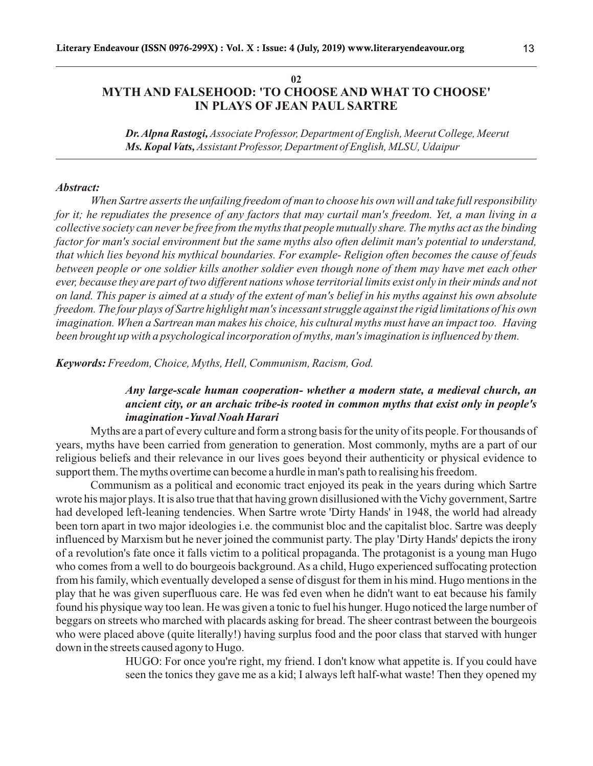02

# MYTH AND FALSEHOOD: 'TO CHOOSE AND WHAT TO CHOOSE' IN PLAYS OF JEAN PAUL SARTRE

***Dr. Alpna Rastogi,*** *Associate Professor, Department of English, Meerut College, Meerut*
***Ms. Kopal Vats,*** *Assistant Professor, Department of English, MLSU, Udaipur*

***Abstract:***

*When Sartre asserts the unfailing freedom of man to choose his own will and take full responsibility for it; he repudiates the presence of any factors that may curtail man's freedom. Yet, a man living in a collective society can never be free from the myths that people mutually share. The myths act as the binding factor for man's social environment but the same myths also often delimit man's potential to understand, that which lies beyond his mythical boundaries. For example- Religion often becomes the cause of feuds between people or one soldier kills another soldier even though none of them may have met each other ever, because they are part of two different nations whose territorial limits exist only in their minds and not on land. This paper is aimed at a study of the extent of man's belief in his myths against his own absolute freedom. The four plays of Sartre highlight man's incessant struggle against the rigid limitations of his own imagination. When a Sartrean man makes his choice, his cultural myths must have an impact too. Having been brought up with a psychological incorporation of myths, man's imagination is influenced by them.*

***Keywords:*** *Freedom, Choice, Myths, Hell, Communism, Racism, God.*

> ***Any large-scale human cooperation- whether a modern state, a medieval church, an ancient city, or an archaic tribe-is rooted in common myths that exist only in people's imagination -Yuval Noah Harari***

Myths are a part of every culture and form a strong basis for the unity of its people. For thousands of years, myths have been carried from generation to generation. Most commonly, myths are a part of our religious beliefs and their relevance in our lives goes beyond their authenticity or physical evidence to support them. The myths overtime can become a hurdle in man's path to realising his freedom.

Communism as a political and economic tract enjoyed its peak in the years during which Sartre wrote his major plays. It is also true that that having grown disillusioned with the Vichy government, Sartre had developed left-leaning tendencies. When Sartre wrote 'Dirty Hands' in 1948, the world had already been torn apart in two major ideologies i.e. the communist bloc and the capitalist bloc. Sartre was deeply influenced by Marxism but he never joined the communist party. The play 'Dirty Hands' depicts the irony of a revolution's fate once it falls victim to a political propaganda. The protagonist is a young man Hugo who comes from a well to do bourgeois background. As a child, Hugo experienced suffocating protection from his family, which eventually developed a sense of disgust for them in his mind. Hugo mentions in the play that he was given superfluous care. He was fed even when he didn't want to eat because his family found his physique way too lean. He was given a tonic to fuel his hunger. Hugo noticed the large number of beggars on streets who marched with placards asking for bread. The sheer contrast between the bourgeois who were placed above (quite literally!) having surplus food and the poor class that starved with hunger down in the streets caused agony to Hugo.

> HUGO: For once you're right, my friend. I don't know what appetite is. If you could have seen the tonics they gave me as a kid; I always left half-what waste! Then they opened my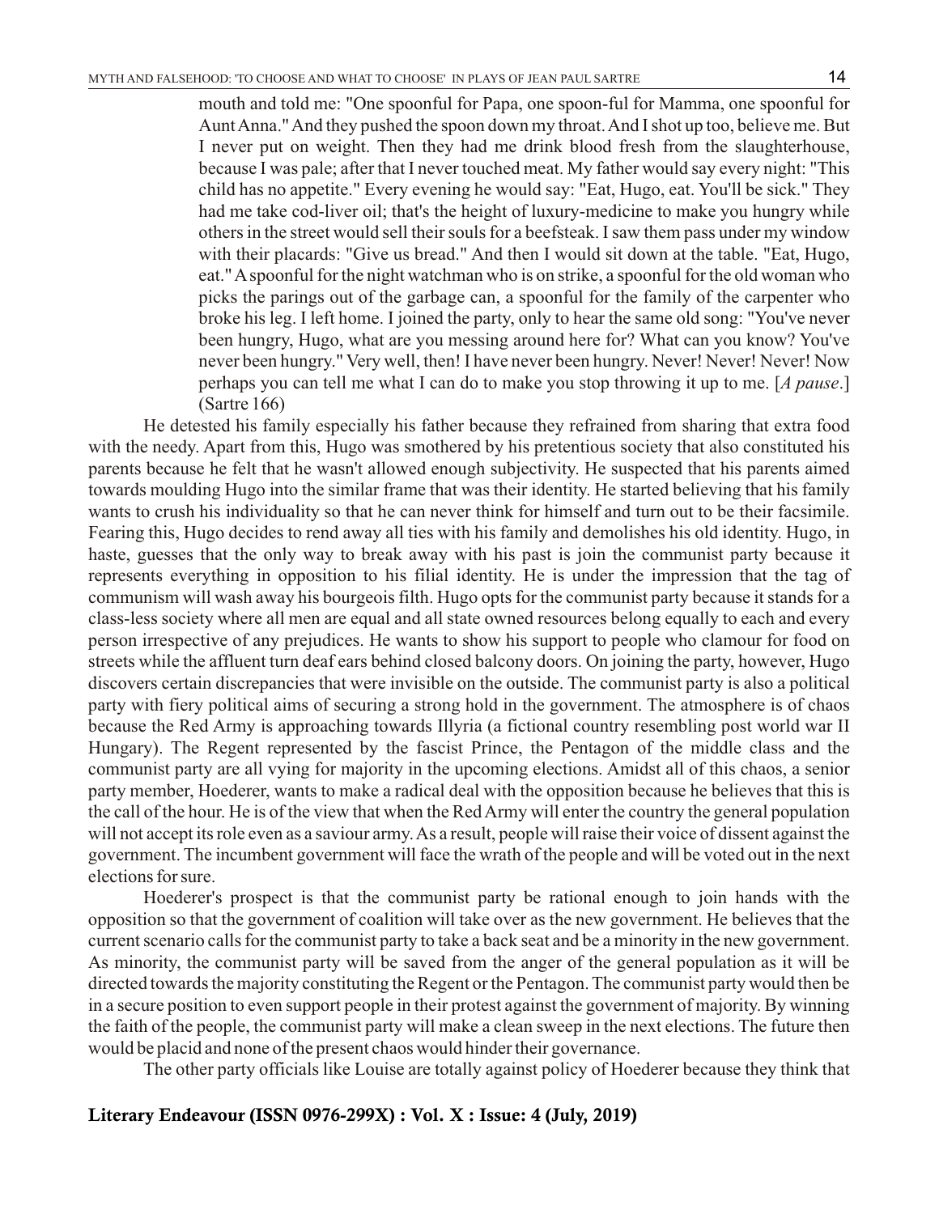> mouth and told me: "One spoonful for Papa, one spoon-ful for Mamma, one spoonful for Aunt Anna." And they pushed the spoon down my throat. And I shot up too, believe me. But I never put on weight. Then they had me drink blood fresh from the slaughterhouse, because I was pale; after that I never touched meat. My father would say every night: "This child has no appetite." Every evening he would say: "Eat, Hugo, eat. You'll be sick." They had me take cod-liver oil; that's the height of luxury-medicine to make you hungry while others in the street would sell their souls for a beefsteak. I saw them pass under my window with their placards: "Give us bread." And then I would sit down at the table. "Eat, Hugo, eat." A spoonful for the night watchman who is on strike, a spoonful for the old woman who picks the parings out of the garbage can, a spoonful for the family of the carpenter who broke his leg. I left home. I joined the party, only to hear the same old song: "You've never been hungry, Hugo, what are you messing around here for? What can you know? You've never been hungry." Very well, then! I have never been hungry. Never! Never! Never! Now perhaps you can tell me what I can do to make you stop throwing it up to me. [*A pause*.] (Sartre 166)

He detested his family especially his father because they refrained from sharing that extra food with the needy. Apart from this, Hugo was smothered by his pretentious society that also constituted his parents because he felt that he wasn't allowed enough subjectivity. He suspected that his parents aimed towards moulding Hugo into the similar frame that was their identity. He started believing that his family wants to crush his individuality so that he can never think for himself and turn out to be their facsimile. Fearing this, Hugo decides to rend away all ties with his family and demolishes his old identity. Hugo, in haste, guesses that the only way to break away with his past is join the communist party because it represents everything in opposition to his filial identity. He is under the impression that the tag of communism will wash away his bourgeois filth. Hugo opts for the communist party because it stands for a class-less society where all men are equal and all state owned resources belong equally to each and every person irrespective of any prejudices. He wants to show his support to people who clamour for food on streets while the affluent turn deaf ears behind closed balcony doors. On joining the party, however, Hugo discovers certain discrepancies that were invisible on the outside. The communist party is also a political party with fiery political aims of securing a strong hold in the government. The atmosphere is of chaos because the Red Army is approaching towards Illyria (a fictional country resembling post world war II Hungary). The Regent represented by the fascist Prince, the Pentagon of the middle class and the communist party are all vying for majority in the upcoming elections. Amidst all of this chaos, a senior party member, Hoederer, wants to make a radical deal with the opposition because he believes that this is the call of the hour. He is of the view that when the Red Army will enter the country the general population will not accept its role even as a saviour army. As a result, people will raise their voice of dissent against the government. The incumbent government will face the wrath of the people and will be voted out in the next elections for sure.

Hoederer's prospect is that the communist party be rational enough to join hands with the opposition so that the government of coalition will take over as the new government. He believes that the current scenario calls for the communist party to take a back seat and be a minority in the new government. As minority, the communist party will be saved from the anger of the general population as it will be directed towards the majority constituting the Regent or the Pentagon. The communist party would then be in a secure position to even support people in their protest against the government of majority. By winning the faith of the people, the communist party will make a clean sweep in the next elections. The future then would be placid and none of the present chaos would hinder their governance.

The other party officials like Louise are totally against policy of Hoederer because they think that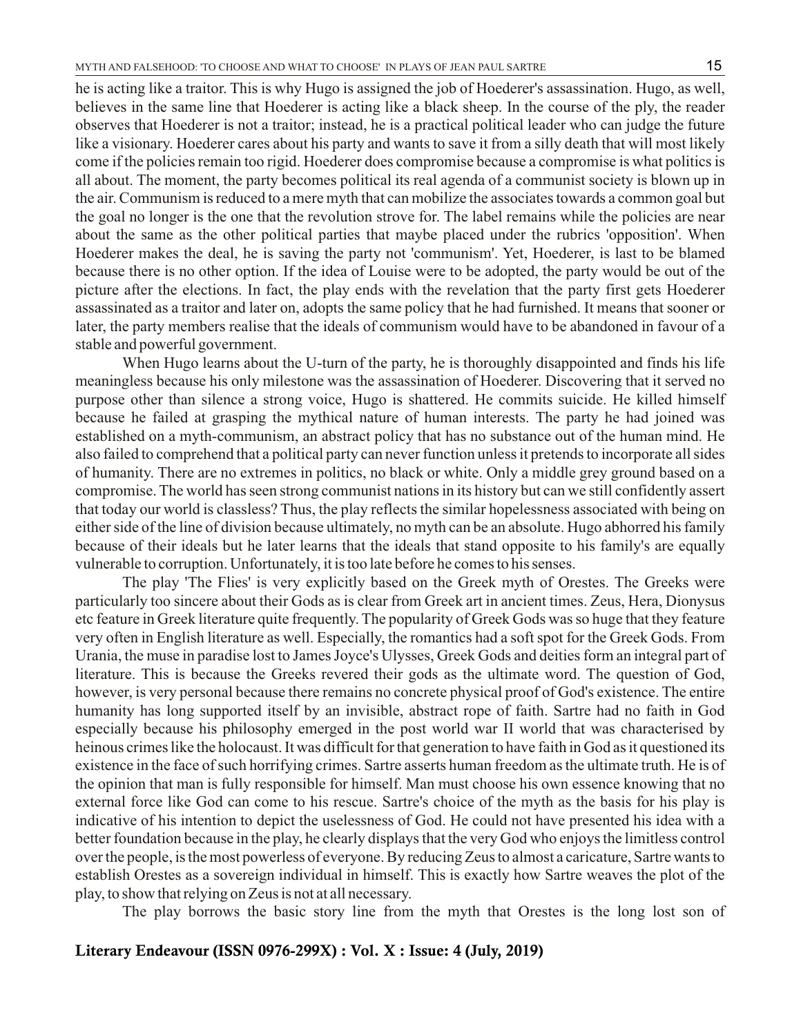he is acting like a traitor. This is why Hugo is assigned the job of Hoederer's assassination. Hugo, as well, believes in the same line that Hoederer is acting like a black sheep. In the course of the ply, the reader observes that Hoederer is not a traitor; instead, he is a practical political leader who can judge the future like a visionary. Hoederer cares about his party and wants to save it from a silly death that will most likely come if the policies remain too rigid. Hoederer does compromise because a compromise is what politics is all about. The moment, the party becomes political its real agenda of a communist society is blown up in the air. Communism is reduced to a mere myth that can mobilize the associates towards a common goal but the goal no longer is the one that the revolution strove for. The label remains while the policies are near about the same as the other political parties that maybe placed under the rubrics 'opposition'. When Hoederer makes the deal, he is saving the party not 'communism'. Yet, Hoederer, is last to be blamed because there is no other option. If the idea of Louise were to be adopted, the party would be out of the picture after the elections. In fact, the play ends with the revelation that the party first gets Hoederer assassinated as a traitor and later on, adopts the same policy that he had furnished. It means that sooner or later, the party members realise that the ideals of communism would have to be abandoned in favour of a stable and powerful government.

When Hugo learns about the U-turn of the party, he is thoroughly disappointed and finds his life meaningless because his only milestone was the assassination of Hoederer. Discovering that it served no purpose other than silence a strong voice, Hugo is shattered. He commits suicide. He killed himself because he failed at grasping the mythical nature of human interests. The party he had joined was established on a myth-communism, an abstract policy that has no substance out of the human mind. He also failed to comprehend that a political party can never function unless it pretends to incorporate all sides of humanity. There are no extremes in politics, no black or white. Only a middle grey ground based on a compromise. The world has seen strong communist nations in its history but can we still confidently assert that today our world is classless? Thus, the play reflects the similar hopelessness associated with being on either side of the line of division because ultimately, no myth can be an absolute. Hugo abhorred his family because of their ideals but he later learns that the ideals that stand opposite to his family's are equally vulnerable to corruption. Unfortunately, it is too late before he comes to his senses.

The play 'The Flies' is very explicitly based on the Greek myth of Orestes. The Greeks were particularly too sincere about their Gods as is clear from Greek art in ancient times. Zeus, Hera, Dionysus etc feature in Greek literature quite frequently. The popularity of Greek Gods was so huge that they feature very often in English literature as well. Especially, the romantics had a soft spot for the Greek Gods. From Urania, the muse in paradise lost to James Joyce's Ulysses, Greek Gods and deities form an integral part of literature. This is because the Greeks revered their gods as the ultimate word. The question of God, however, is very personal because there remains no concrete physical proof of God's existence. The entire humanity has long supported itself by an invisible, abstract rope of faith. Sartre had no faith in God especially because his philosophy emerged in the post world war II world that was characterised by heinous crimes like the holocaust. It was difficult for that generation to have faith in God as it questioned its existence in the face of such horrifying crimes. Sartre asserts human freedom as the ultimate truth. He is of the opinion that man is fully responsible for himself. Man must choose his own essence knowing that no external force like God can come to his rescue. Sartre's choice of the myth as the basis for his play is indicative of his intention to depict the uselessness of God. He could not have presented his idea with a better foundation because in the play, he clearly displays that the very God who enjoys the limitless control over the people, is the most powerless of everyone. By reducing Zeus to almost a caricature, Sartre wants to establish Orestes as a sovereign individual in himself. This is exactly how Sartre weaves the plot of the play, to show that relying on Zeus is not at all necessary.

The play borrows the basic story line from the myth that Orestes is the long lost son of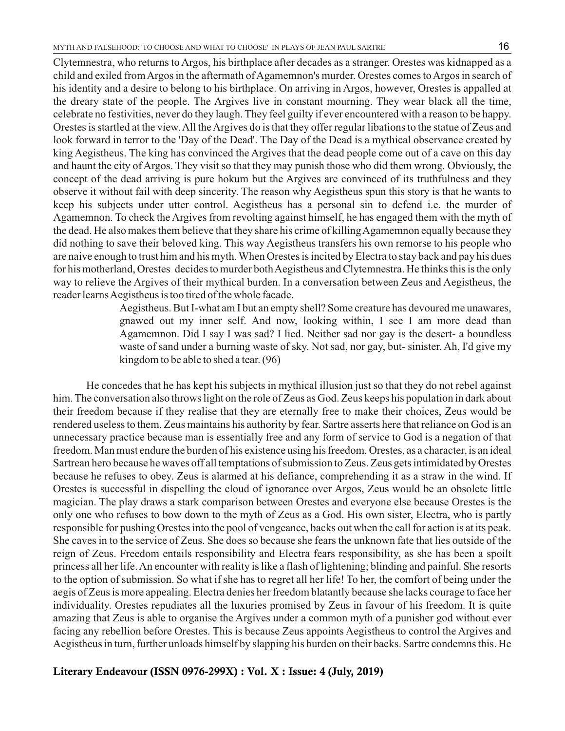Clytemnestra, who returns to Argos, his birthplace after decades as a stranger. Orestes was kidnapped as a child and exiled from Argos in the aftermath of Agamemnon's murder. Orestes comes to Argos in search of his identity and a desire to belong to his birthplace. On arriving in Argos, however, Orestes is appalled at the dreary state of the people. The Argives live in constant mourning. They wear black all the time, celebrate no festivities, never do they laugh. They feel guilty if ever encountered with a reason to be happy. Orestes is startled at the view. All the Argives do is that they offer regular libations to the statue of Zeus and look forward in terror to the 'Day of the Dead'. The Day of the Dead is a mythical observance created by king Aegistheus. The king has convinced the Argives that the dead people come out of a cave on this day and haunt the city of Argos. They visit so that they may punish those who did them wrong. Obviously, the concept of the dead arriving is pure hokum but the Argives are convinced of its truthfulness and they observe it without fail with deep sincerity. The reason why Aegistheus spun this story is that he wants to keep his subjects under utter control. Aegistheus has a personal sin to defend i.e. the murder of Agamemnon. To check the Argives from revolting against himself, he has engaged them with the myth of the dead. He also makes them believe that they share his crime of killing Agamemnon equally because they did nothing to save their beloved king. This way Aegistheus transfers his own remorse to his people who are naive enough to trust him and his myth. When Orestes is incited by Electra to stay back and pay his dues for his motherland, Orestes decides to murder both Aegistheus and Clytemnestra. He thinks this is the only way to relieve the Argives of their mythical burden. In a conversation between Zeus and Aegistheus, the reader learns Aegistheus is too tired of the whole facade.

> Aegistheus. But I-what am I but an empty shell? Some creature has devoured me unawares, gnawed out my inner self. And now, looking within, I see I am more dead than Agamemnon. Did I say I was sad? I lied. Neither sad nor gay is the desert- a boundless waste of sand under a burning waste of sky. Not sad, nor gay, but- sinister. Ah, I'd give my kingdom to be able to shed a tear. (96)

He concedes that he has kept his subjects in mythical illusion just so that they do not rebel against him. The conversation also throws light on the role of Zeus as God. Zeus keeps his population in dark about their freedom because if they realise that they are eternally free to make their choices, Zeus would be rendered useless to them. Zeus maintains his authority by fear. Sartre asserts here that reliance on God is an unnecessary practice because man is essentially free and any form of service to God is a negation of that freedom. Man must endure the burden of his existence using his freedom. Orestes, as a character, is an ideal Sartrean hero because he waves off all temptations of submission to Zeus. Zeus gets intimidated by Orestes because he refuses to obey. Zeus is alarmed at his defiance, comprehending it as a straw in the wind. If Orestes is successful in dispelling the cloud of ignorance over Argos, Zeus would be an obsolete little magician. The play draws a stark comparison between Orestes and everyone else because Orestes is the only one who refuses to bow down to the myth of Zeus as a God. His own sister, Electra, who is partly responsible for pushing Orestes into the pool of vengeance, backs out when the call for action is at its peak. She caves in to the service of Zeus. She does so because she fears the unknown fate that lies outside of the reign of Zeus. Freedom entails responsibility and Electra fears responsibility, as she has been a spoilt princess all her life. An encounter with reality is like a flash of lightening; blinding and painful. She resorts to the option of submission. So what if she has to regret all her life! To her, the comfort of being under the aegis of Zeus is more appealing. Electra denies her freedom blatantly because she lacks courage to face her individuality. Orestes repudiates all the luxuries promised by Zeus in favour of his freedom. It is quite amazing that Zeus is able to organise the Argives under a common myth of a punisher god without ever facing any rebellion before Orestes. This is because Zeus appoints Aegistheus to control the Argives and Aegistheus in turn, further unloads himself by slapping his burden on their backs. Sartre condemns this. He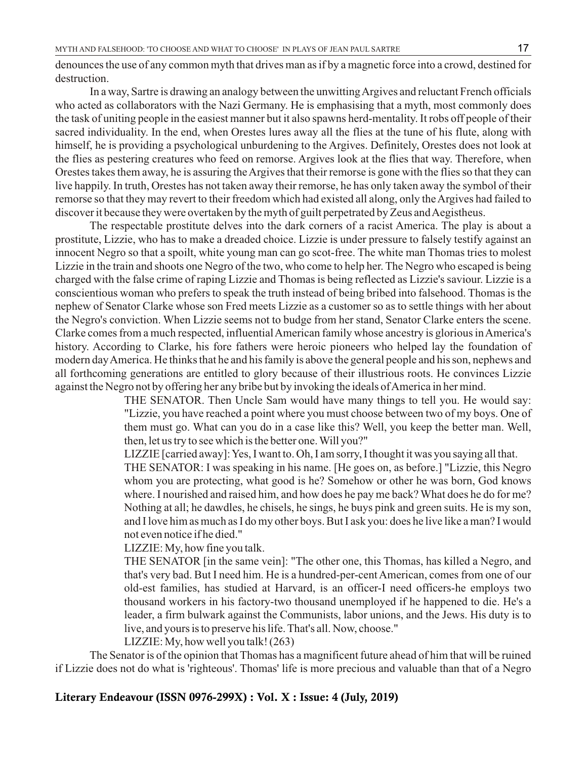denounces the use of any common myth that drives man as if by a magnetic force into a crowd, destined for destruction.

In a way, Sartre is drawing an analogy between the unwitting Argives and reluctant French officials who acted as collaborators with the Nazi Germany. He is emphasising that a myth, most commonly does the task of uniting people in the easiest manner but it also spawns herd-mentality. It robs off people of their sacred individuality. In the end, when Orestes lures away all the flies at the tune of his flute, along with himself, he is providing a psychological unburdening to the Argives. Definitely, Orestes does not look at the flies as pestering creatures who feed on remorse. Argives look at the flies that way. Therefore, when Orestes takes them away, he is assuring the Argives that their remorse is gone with the flies so that they can live happily. In truth, Orestes has not taken away their remorse, he has only taken away the symbol of their remorse so that they may revert to their freedom which had existed all along, only the Argives had failed to discover it because they were overtaken by the myth of guilt perpetrated by Zeus and Aegistheus.

The respectable prostitute delves into the dark corners of a racist America. The play is about a prostitute, Lizzie, who has to make a dreaded choice. Lizzie is under pressure to falsely testify against an innocent Negro so that a spoilt, white young man can go scot-free. The white man Thomas tries to molest Lizzie in the train and shoots one Negro of the two, who come to help her. The Negro who escaped is being charged with the false crime of raping Lizzie and Thomas is being reflected as Lizzie's saviour. Lizzie is a conscientious woman who prefers to speak the truth instead of being bribed into falsehood. Thomas is the nephew of Senator Clarke whose son Fred meets Lizzie as a customer so as to settle things with her about the Negro's conviction. When Lizzie seems not to budge from her stand, Senator Clarke enters the scene. Clarke comes from a much respected, influential American family whose ancestry is glorious in America's history. According to Clarke, his fore fathers were heroic pioneers who helped lay the foundation of modern day America. He thinks that he and his family is above the general people and his son, nephews and all forthcoming generations are entitled to glory because of their illustrious roots. He convinces Lizzie against the Negro not by offering her any bribe but by invoking the ideals of America in her mind.

> THE SENATOR. Then Uncle Sam would have many things to tell you. He would say: "Lizzie, you have reached a point where you must choose between two of my boys. One of them must go. What can you do in a case like this? Well, you keep the better man. Well, then, let us try to see which is the better one. Will you?"
>
> LIZZIE [carried away]: Yes, I want to. Oh, I am sorry, I thought it was you saying all that.
>
> THE SENATOR: I was speaking in his name. [He goes on, as before.] "Lizzie, this Negro whom you are protecting, what good is he? Somehow or other he was born, God knows where. I nourished and raised him, and how does he pay me back? What does he do for me? Nothing at all; he dawdles, he chisels, he sings, he buys pink and green suits. He is my son, and I love him as much as I do my other boys. But I ask you: does he live like a man? I would not even notice if he died."
>
> LIZZIE: My, how fine you talk.
>
> THE SENATOR [in the same vein]: "The other one, this Thomas, has killed a Negro, and that's very bad. But I need him. He is a hundred-per-cent American, comes from one of our old-est families, has studied at Harvard, is an officer-I need officers-he employs two thousand workers in his factory-two thousand unemployed if he happened to die. He's a leader, a firm bulwark against the Communists, labor unions, and the Jews. His duty is to live, and yours is to preserve his life. That's all. Now, choose."
>
> LIZZIE: My, how well you talk! (263)

The Senator is of the opinion that Thomas has a magnificent future ahead of him that will be ruined if Lizzie does not do what is 'righteous'. Thomas' life is more precious and valuable than that of a Negro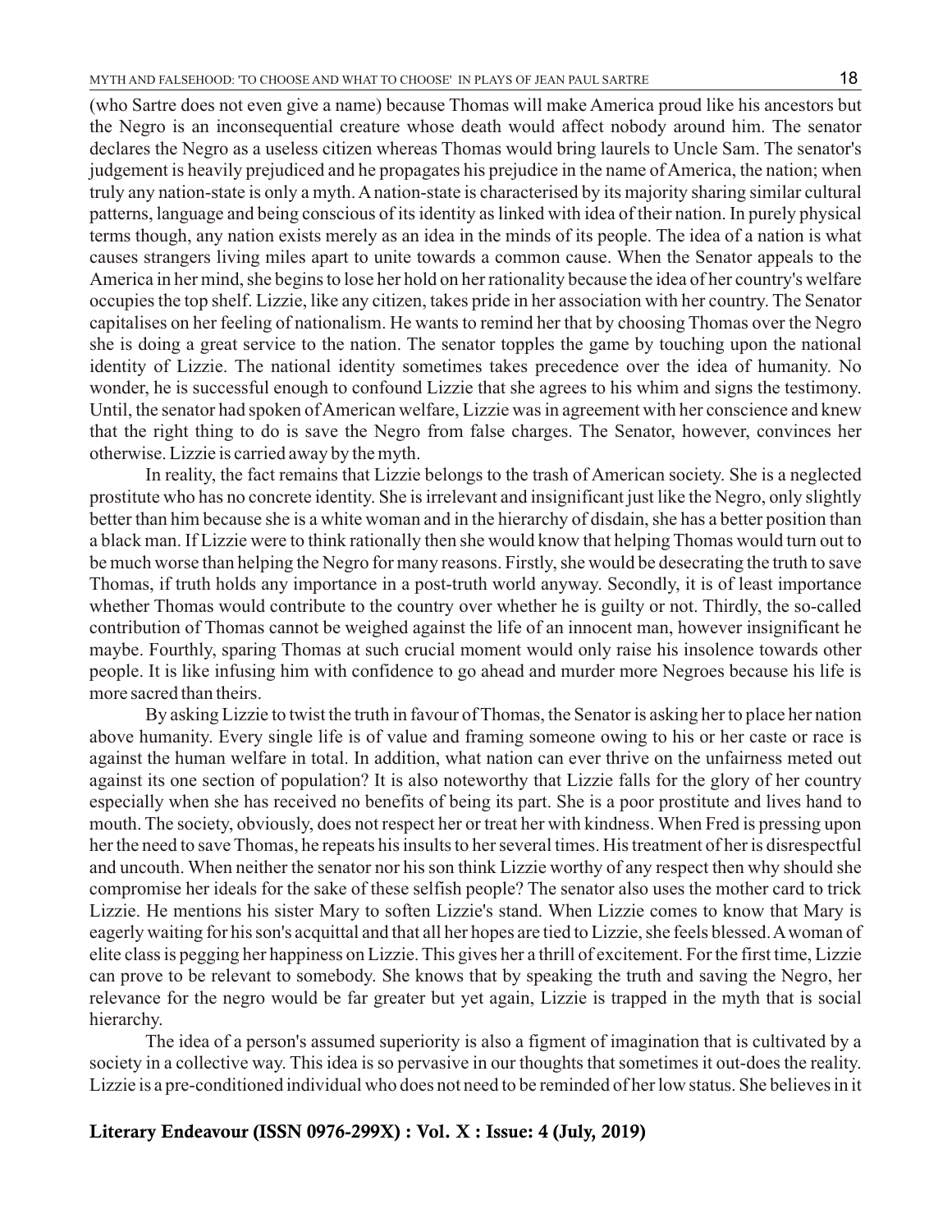(who Sartre does not even give a name) because Thomas will make America proud like his ancestors but the Negro is an inconsequential creature whose death would affect nobody around him. The senator declares the Negro as a useless citizen whereas Thomas would bring laurels to Uncle Sam. The senator's judgement is heavily prejudiced and he propagates his prejudice in the name of America, the nation; when truly any nation-state is only a myth. A nation-state is characterised by its majority sharing similar cultural patterns, language and being conscious of its identity as linked with idea of their nation. In purely physical terms though, any nation exists merely as an idea in the minds of its people. The idea of a nation is what causes strangers living miles apart to unite towards a common cause. When the Senator appeals to the America in her mind, she begins to lose her hold on her rationality because the idea of her country's welfare occupies the top shelf. Lizzie, like any citizen, takes pride in her association with her country. The Senator capitalises on her feeling of nationalism. He wants to remind her that by choosing Thomas over the Negro she is doing a great service to the nation. The senator topples the game by touching upon the national identity of Lizzie. The national identity sometimes takes precedence over the idea of humanity. No wonder, he is successful enough to confound Lizzie that she agrees to his whim and signs the testimony. Until, the senator had spoken of American welfare, Lizzie was in agreement with her conscience and knew that the right thing to do is save the Negro from false charges. The Senator, however, convinces her otherwise. Lizzie is carried away by the myth.

In reality, the fact remains that Lizzie belongs to the trash of American society. She is a neglected prostitute who has no concrete identity. She is irrelevant and insignificant just like the Negro, only slightly better than him because she is a white woman and in the hierarchy of disdain, she has a better position than a black man. If Lizzie were to think rationally then she would know that helping Thomas would turn out to be much worse than helping the Negro for many reasons. Firstly, she would be desecrating the truth to save Thomas, if truth holds any importance in a post-truth world anyway. Secondly, it is of least importance whether Thomas would contribute to the country over whether he is guilty or not. Thirdly, the so-called contribution of Thomas cannot be weighed against the life of an innocent man, however insignificant he maybe. Fourthly, sparing Thomas at such crucial moment would only raise his insolence towards other people. It is like infusing him with confidence to go ahead and murder more Negroes because his life is more sacred than theirs.

By asking Lizzie to twist the truth in favour of Thomas, the Senator is asking her to place her nation above humanity. Every single life is of value and framing someone owing to his or her caste or race is against the human welfare in total. In addition, what nation can ever thrive on the unfairness meted out against its one section of population? It is also noteworthy that Lizzie falls for the glory of her country especially when she has received no benefits of being its part. She is a poor prostitute and lives hand to mouth. The society, obviously, does not respect her or treat her with kindness. When Fred is pressing upon her the need to save Thomas, he repeats his insults to her several times. His treatment of her is disrespectful and uncouth. When neither the senator nor his son think Lizzie worthy of any respect then why should she compromise her ideals for the sake of these selfish people? The senator also uses the mother card to trick Lizzie. He mentions his sister Mary to soften Lizzie's stand. When Lizzie comes to know that Mary is eagerly waiting for his son's acquittal and that all her hopes are tied to Lizzie, she feels blessed. A woman of elite class is pegging her happiness on Lizzie. This gives her a thrill of excitement. For the first time, Lizzie can prove to be relevant to somebody. She knows that by speaking the truth and saving the Negro, her relevance for the negro would be far greater but yet again, Lizzie is trapped in the myth that is social hierarchy.

The idea of a person's assumed superiority is also a figment of imagination that is cultivated by a society in a collective way. This idea is so pervasive in our thoughts that sometimes it out-does the reality. Lizzie is a pre-conditioned individual who does not need to be reminded of her low status. She believes in it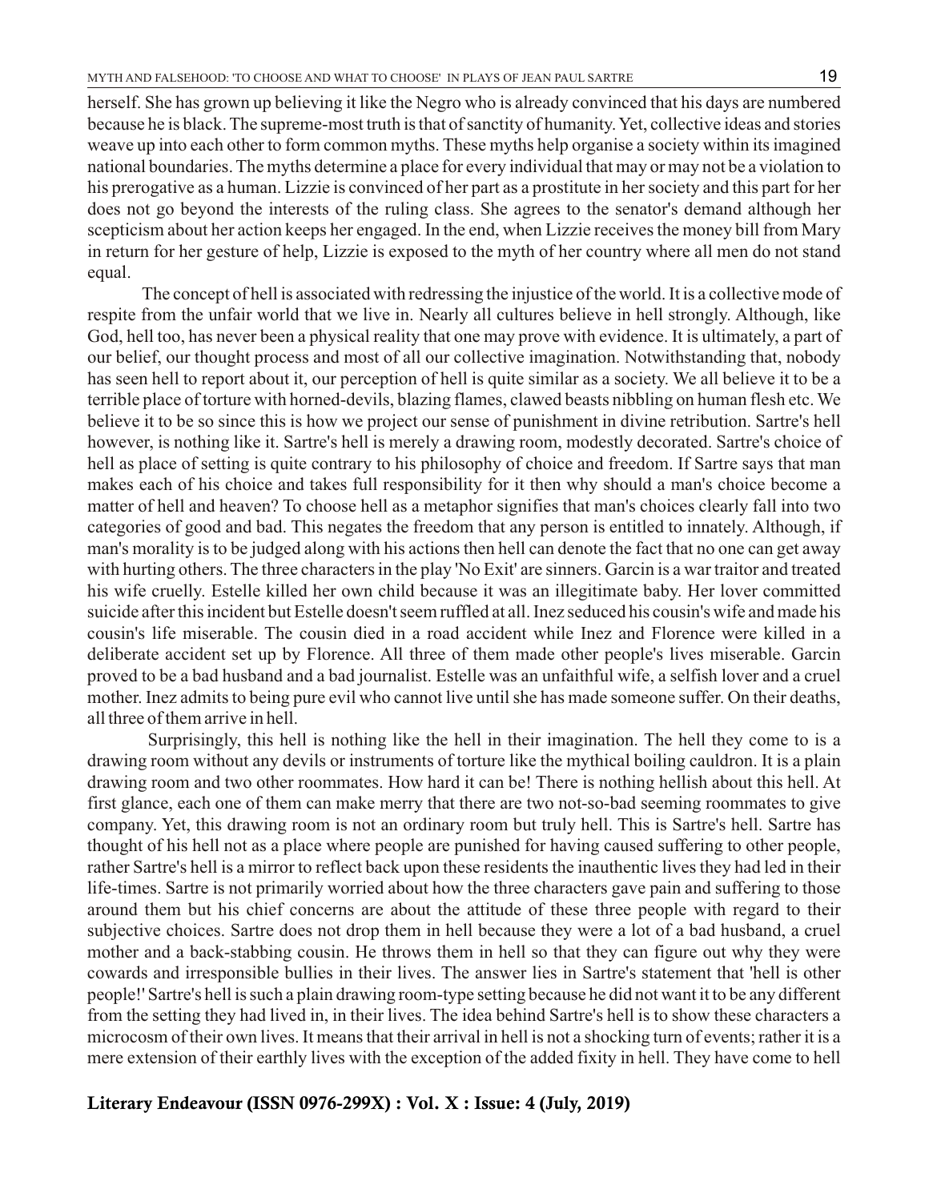herself. She has grown up believing it like the Negro who is already convinced that his days are numbered because he is black. The supreme-most truth is that of sanctity of humanity. Yet, collective ideas and stories weave up into each other to form common myths. These myths help organise a society within its imagined national boundaries. The myths determine a place for every individual that may or may not be a violation to his prerogative as a human. Lizzie is convinced of her part as a prostitute in her society and this part for her does not go beyond the interests of the ruling class. She agrees to the senator's demand although her scepticism about her action keeps her engaged. In the end, when Lizzie receives the money bill from Mary in return for her gesture of help, Lizzie is exposed to the myth of her country where all men do not stand equal.

The concept of hell is associated with redressing the injustice of the world. It is a collective mode of respite from the unfair world that we live in. Nearly all cultures believe in hell strongly. Although, like God, hell too, has never been a physical reality that one may prove with evidence. It is ultimately, a part of our belief, our thought process and most of all our collective imagination. Notwithstanding that, nobody has seen hell to report about it, our perception of hell is quite similar as a society. We all believe it to be a terrible place of torture with horned-devils, blazing flames, clawed beasts nibbling on human flesh etc. We believe it to be so since this is how we project our sense of punishment in divine retribution. Sartre's hell however, is nothing like it. Sartre's hell is merely a drawing room, modestly decorated. Sartre's choice of hell as place of setting is quite contrary to his philosophy of choice and freedom. If Sartre says that man makes each of his choice and takes full responsibility for it then why should a man's choice become a matter of hell and heaven? To choose hell as a metaphor signifies that man's choices clearly fall into two categories of good and bad. This negates the freedom that any person is entitled to innately. Although, if man's morality is to be judged along with his actions then hell can denote the fact that no one can get away with hurting others. The three characters in the play 'No Exit' are sinners. Garcin is a war traitor and treated his wife cruelly. Estelle killed her own child because it was an illegitimate baby. Her lover committed suicide after this incident but Estelle doesn't seem ruffled at all. Inez seduced his cousin's wife and made his cousin's life miserable. The cousin died in a road accident while Inez and Florence were killed in a deliberate accident set up by Florence. All three of them made other people's lives miserable. Garcin proved to be a bad husband and a bad journalist. Estelle was an unfaithful wife, a selfish lover and a cruel mother. Inez admits to being pure evil who cannot live until she has made someone suffer. On their deaths, all three of them arrive in hell.

Surprisingly, this hell is nothing like the hell in their imagination. The hell they come to is a drawing room without any devils or instruments of torture like the mythical boiling cauldron. It is a plain drawing room and two other roommates. How hard it can be! There is nothing hellish about this hell. At first glance, each one of them can make merry that there are two not-so-bad seeming roommates to give company. Yet, this drawing room is not an ordinary room but truly hell. This is Sartre's hell. Sartre has thought of his hell not as a place where people are punished for having caused suffering to other people, rather Sartre's hell is a mirror to reflect back upon these residents the inauthentic lives they had led in their life-times. Sartre is not primarily worried about how the three characters gave pain and suffering to those around them but his chief concerns are about the attitude of these three people with regard to their subjective choices. Sartre does not drop them in hell because they were a lot of a bad husband, a cruel mother and a back-stabbing cousin. He throws them in hell so that they can figure out why they were cowards and irresponsible bullies in their lives. The answer lies in Sartre's statement that 'hell is other people!' Sartre's hell is such a plain drawing room-type setting because he did not want it to be any different from the setting they had lived in, in their lives. The idea behind Sartre's hell is to show these characters a microcosm of their own lives. It means that their arrival in hell is not a shocking turn of events; rather it is a mere extension of their earthly lives with the exception of the added fixity in hell. They have come to hell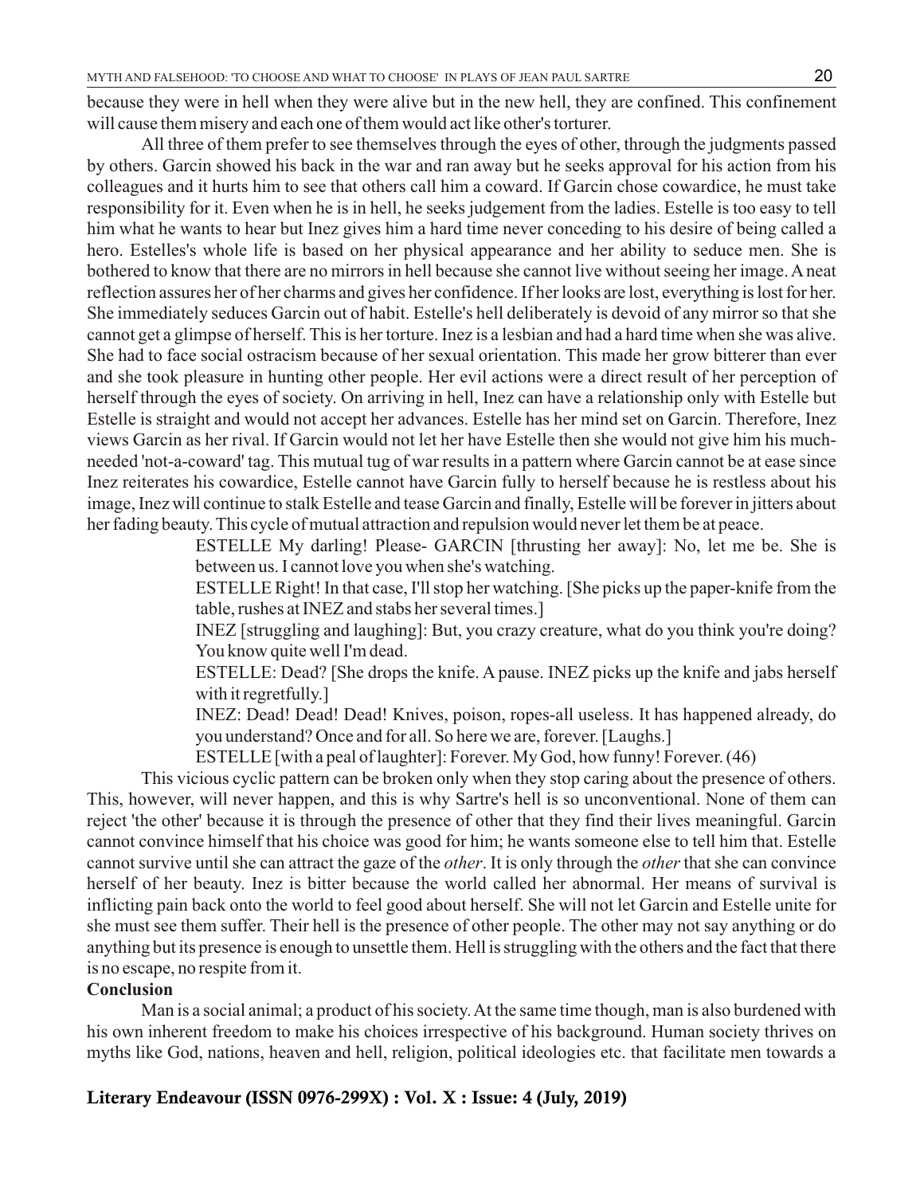because they were in hell when they were alive but in the new hell, they are confined. This confinement will cause them misery and each one of them would act like other's torturer.

All three of them prefer to see themselves through the eyes of other, through the judgments passed by others. Garcin showed his back in the war and ran away but he seeks approval for his action from his colleagues and it hurts him to see that others call him a coward. If Garcin chose cowardice, he must take responsibility for it. Even when he is in hell, he seeks judgement from the ladies. Estelle is too easy to tell him what he wants to hear but Inez gives him a hard time never conceding to his desire of being called a hero. Estelles's whole life is based on her physical appearance and her ability to seduce men. She is bothered to know that there are no mirrors in hell because she cannot live without seeing her image. A neat reflection assures her of her charms and gives her confidence. If her looks are lost, everything is lost for her. She immediately seduces Garcin out of habit. Estelle's hell deliberately is devoid of any mirror so that she cannot get a glimpse of herself. This is her torture. Inez is a lesbian and had a hard time when she was alive. She had to face social ostracism because of her sexual orientation. This made her grow bitterer than ever and she took pleasure in hunting other people. Her evil actions were a direct result of her perception of herself through the eyes of society. On arriving in hell, Inez can have a relationship only with Estelle but Estelle is straight and would not accept her advances. Estelle has her mind set on Garcin. Therefore, Inez views Garcin as her rival. If Garcin would not let her have Estelle then she would not give him his much-needed 'not-a-coward' tag. This mutual tug of war results in a pattern where Garcin cannot be at ease since Inez reiterates his cowardice, Estelle cannot have Garcin fully to herself because he is restless about his image, Inez will continue to stalk Estelle and tease Garcin and finally, Estelle will be forever in jitters about her fading beauty. This cycle of mutual attraction and repulsion would never let them be at peace.

> ESTELLE My darling! Please- GARCIN [thrusting her away]: No, let me be. She is between us. I cannot love you when she's watching.
>
> ESTELLE Right! In that case, I'll stop her watching. [She picks up the paper-knife from the table, rushes at INEZ and stabs her several times.]
>
> INEZ [struggling and laughing]: But, you crazy creature, what do you think you're doing? You know quite well I'm dead.
>
> ESTELLE: Dead? [She drops the knife. A pause. INEZ picks up the knife and jabs herself with it regretfully.]
>
> INEZ: Dead! Dead! Dead! Knives, poison, ropes-all useless. It has happened already, do you understand? Once and for all. So here we are, forever. [Laughs.]
>
> ESTELLE [with a peal of laughter]: Forever. My God, how funny! Forever. (46)

This vicious cyclic pattern can be broken only when they stop caring about the presence of others. This, however, will never happen, and this is why Sartre's hell is so unconventional. None of them can reject 'the other' because it is through the presence of other that they find their lives meaningful. Garcin cannot convince himself that his choice was good for him; he wants someone else to tell him that. Estelle cannot survive until she can attract the gaze of the *other*. It is only through the *other* that she can convince herself of her beauty. Inez is bitter because the world called her abnormal. Her means of survival is inflicting pain back onto the world to feel good about herself. She will not let Garcin and Estelle unite for she must see them suffer. Their hell is the presence of other people. The other may not say anything or do anything but its presence is enough to unsettle them. Hell is struggling with the others and the fact that there is no escape, no respite from it.

## Conclusion

Man is a social animal; a product of his society. At the same time though, man is also burdened with his own inherent freedom to make his choices irrespective of his background. Human society thrives on myths like God, nations, heaven and hell, religion, political ideologies etc. that facilitate men towards a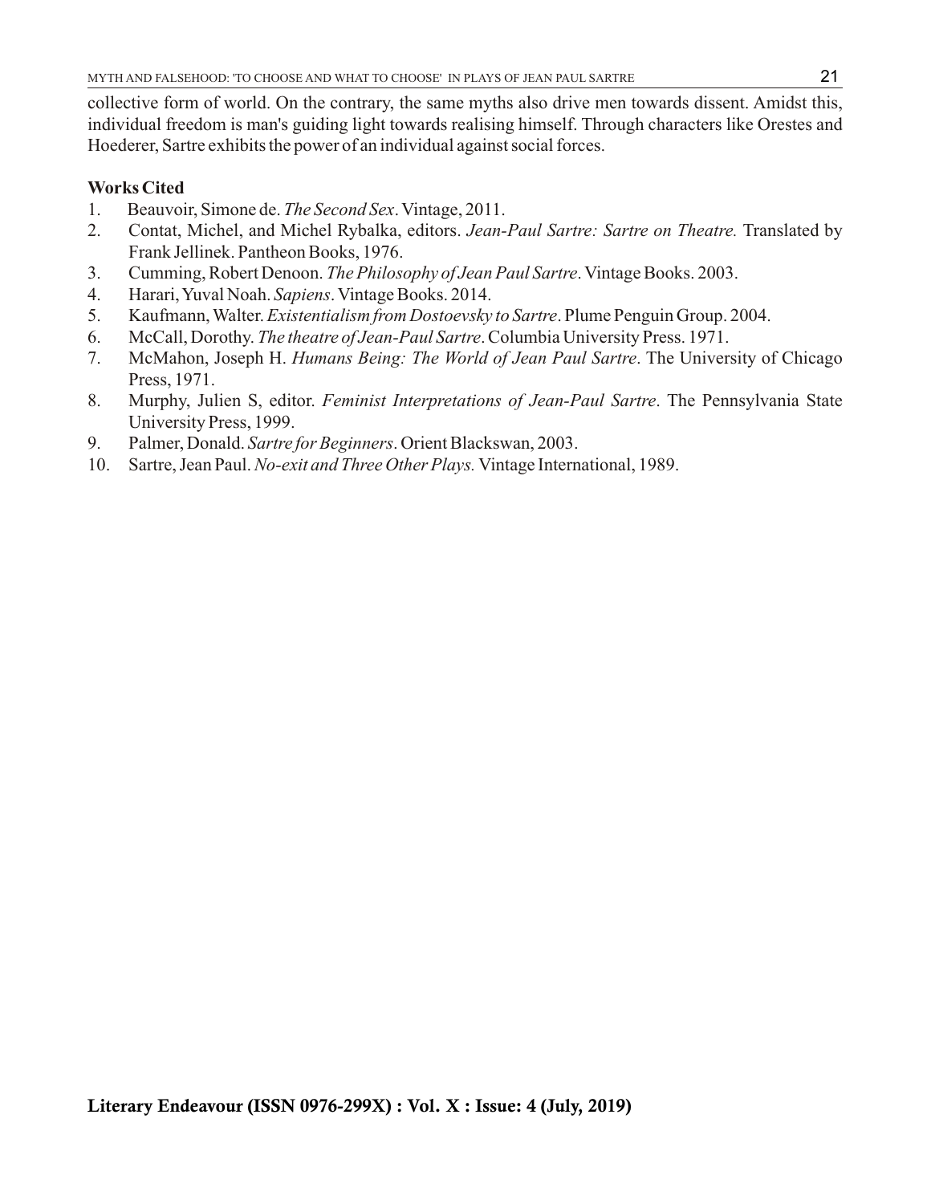collective form of world. On the contrary, the same myths also drive men towards dissent. Amidst this, individual freedom is man's guiding light towards realising himself. Through characters like Orestes and Hoederer, Sartre exhibits the power of an individual against social forces.

**Works Cited**

1. Beauvoir, Simone de. *The Second Sex*. Vintage, 2011.
2. Contat, Michel, and Michel Rybalka, editors. *Jean-Paul Sartre: Sartre on Theatre.* Translated by Frank Jellinek. Pantheon Books, 1976.
3. Cumming, Robert Denoon. *The Philosophy of Jean Paul Sartre*. Vintage Books. 2003.
4. Harari, Yuval Noah. *Sapiens*. Vintage Books. 2014.
5. Kaufmann, Walter. *Existentialism from Dostoevsky to Sartre*. Plume Penguin Group. 2004.
6. McCall, Dorothy. *The theatre of Jean-Paul Sartre*. Columbia University Press. 1971.
7. McMahon, Joseph H. *Humans Being: The World of Jean Paul Sartre*. The University of Chicago Press, 1971.
8. Murphy, Julien S, editor. *Feminist Interpretations of Jean-Paul Sartre*. The Pennsylvania State University Press, 1999.
9. Palmer, Donald. *Sartre for Beginners*. Orient Blackswan, 2003.
10. Sartre, Jean Paul. *No-exit and Three Other Plays.* Vintage International, 1989.